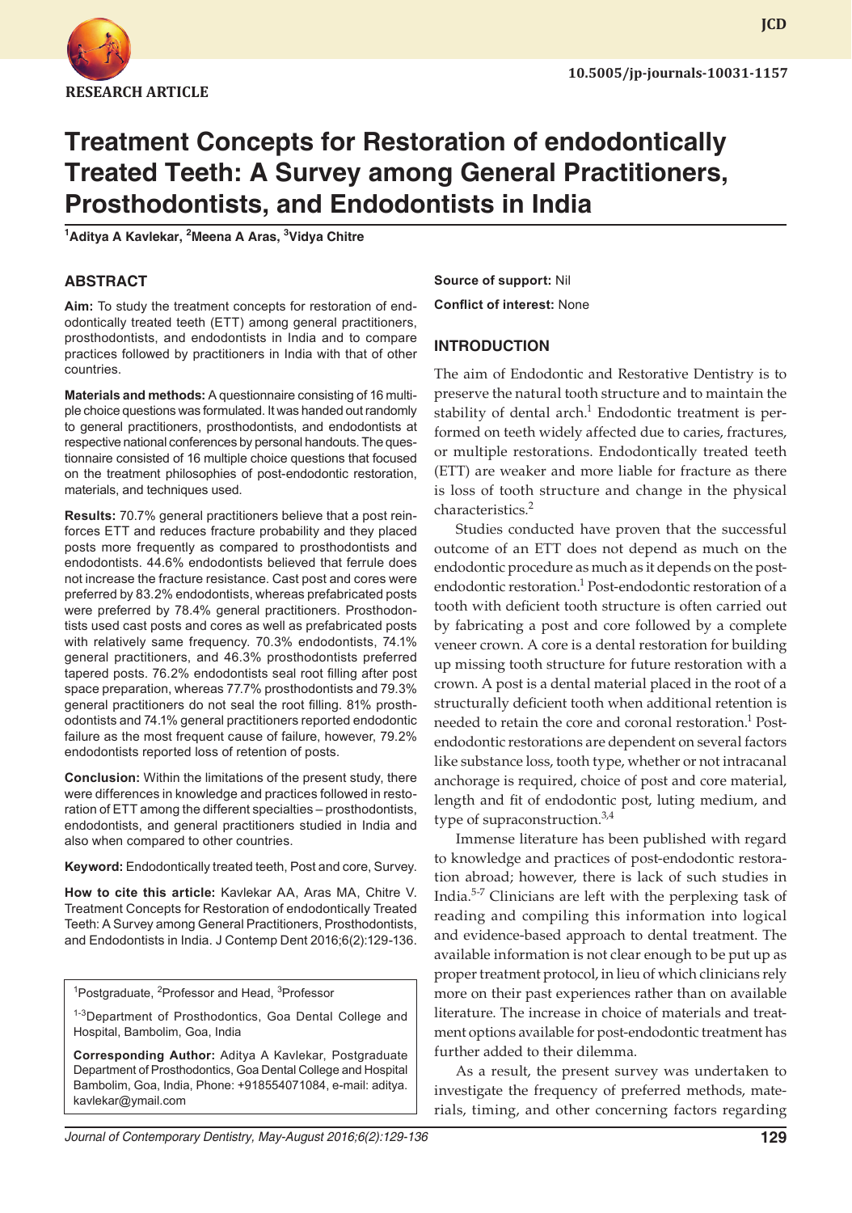RESEARCH ARTICLE

# Treatment Concepts for Restoration of endodontically Treated Teeth: A Survey among General Practitioners, Prosthodontists, and Endodontists in India

[1]Aditya A Kavlekar, [2]Meena A Aras, [3]Vidya Chitre

## ABSTRACT

**Aim:** To study the treatment concepts for restoration of endodontically treated teeth (ETT) among general practitioners, prosthodontists, and endodontists in India and to compare practices followed by practitioners in India with that of other countries.

**Materials and methods:** A questionnaire consisting of 16 multiple choice questions was formulated. It was handed out randomly to general practitioners, prosthodontists, and endodontists at respective national conferences by personal handouts. The questionnaire consisted of 16 multiple choice questions that focused on the treatment philosophies of post-endodontic restoration, materials, and techniques used.

**Results:** 70.7% general practitioners believe that a post reinforces ETT and reduces fracture probability and they placed posts more frequently as compared to prosthodontists and endodontists. 44.6% endodontists believed that ferrule does not increase the fracture resistance. Cast post and cores were preferred by 83.2% endodontists, whereas prefabricated posts were preferred by 78.4% general practitioners. Prosthodontists used cast posts and cores as well as prefabricated posts with relatively same frequency. 70.3% endodontists, 74.1% general practitioners, and 46.3% prosthodontists preferred tapered posts. 76.2% endodontists seal root filling after post space preparation, whereas 77.7% prosthodontists and 79.3% general practitioners do not seal the root filling. 81% prosthodontists and 74.1% general practitioners reported endodontic failure as the most frequent cause of failure, however, 79.2% endodontists reported loss of retention of posts.

**Conclusion:** Within the limitations of the present study, there were differences in knowledge and practices followed in restoration of ETT among the different specialties – prosthodontists, endodontists, and general practitioners studied in India and also when compared to other countries.

**Keyword:** Endodontically treated teeth, Post and core, Survey.

**How to cite this article:** Kavlekar AA, Aras MA, Chitre V. Treatment Concepts for Restoration of endodontically Treated Teeth: A Survey among General Practitioners, Prosthodontists, and Endodontists in India. J Contemp Dent 2016;6(2):129-136.

[1]Postgraduate, [2]Professor and Head, [3]Professor

[1-3]Department of Prosthodontics, Goa Dental College and Hospital, Bambolim, Goa, India

**Corresponding Author:** Aditya A Kavlekar, Postgraduate Department of Prosthodontics, Goa Dental College and Hospital Bambolim, Goa, India, Phone: +918554071084, e-mail: aditya.kavlekar@ymail.com

**Source of support:** Nil

**Conflict of interest:** None

## INTRODUCTION

The aim of Endodontic and Restorative Dentistry is to preserve the natural tooth structure and to maintain the stability of dental arch.[1] Endodontic treatment is performed on teeth widely affected due to caries, fractures, or multiple restorations. Endodontically treated teeth (ETT) are weaker and more liable for fracture as there is loss of tooth structure and change in the physical characteristics.[2]

Studies conducted have proven that the successful outcome of an ETT does not depend as much on the endodontic procedure as much as it depends on the post-endodontic restoration.[1] Post-endodontic restoration of a tooth with deficient tooth structure is often carried out by fabricating a post and core followed by a complete veneer crown. A core is a dental restoration for building up missing tooth structure for future restoration with a crown. A post is a dental material placed in the root of a structurally deficient tooth when additional retention is needed to retain the core and coronal restoration.[1] Post-endodontic restorations are dependent on several factors like substance loss, tooth type, whether or not intracanal anchorage is required, choice of post and core material, length and fit of endodontic post, luting medium, and type of supraconstruction.[3,4]

Immense literature has been published with regard to knowledge and practices of post-endodontic restoration abroad; however, there is lack of such studies in India.[5-7] Clinicians are left with the perplexing task of reading and compiling this information into logical and evidence-based approach to dental treatment. The available information is not clear enough to be put up as proper treatment protocol, in lieu of which clinicians rely more on their past experiences rather than on available literature. The increase in choice of materials and treatment options available for post-endodontic treatment has further added to their dilemma.

As a result, the present survey was undertaken to investigate the frequency of preferred methods, materials, timing, and other concerning factors regarding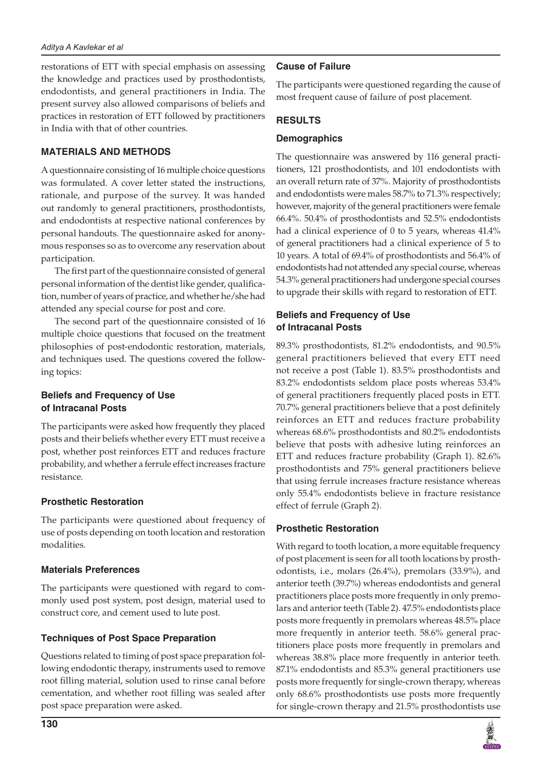restorations of ETT with special emphasis on assessing the knowledge and practices used by prosthodontists, endodontists, and general practitioners in India. The present survey also allowed comparisons of beliefs and practices in restoration of ETT followed by practitioners in India with that of other countries.

## MATERIALS AND METHODS

A questionnaire consisting of 16 multiple choice questions was formulated. A cover letter stated the instructions, rationale, and purpose of the survey. It was handed out randomly to general practitioners, prosthodontists, and endodontists at respective national conferences by personal handouts. The questionnaire asked for anonymous responses so as to overcome any reservation about participation.

The first part of the questionnaire consisted of general personal information of the dentist like gender, qualification, number of years of practice, and whether he/she had attended any special course for post and core.

The second part of the questionnaire consisted of 16 multiple choice questions that focused on the treatment philosophies of post-endodontic restoration, materials, and techniques used. The questions covered the following topics:

### Beliefs and Frequency of Use of Intracanal Posts

The participants were asked how frequently they placed posts and their beliefs whether every ETT must receive a post, whether post reinforces ETT and reduces fracture probability, and whether a ferrule effect increases fracture resistance.

### Prosthetic Restoration

The participants were questioned about frequency of use of posts depending on tooth location and restoration modalities.

### Materials Preferences

The participants were questioned with regard to commonly used post system, post design, material used to construct core, and cement used to lute post.

### Techniques of Post Space Preparation

Questions related to timing of post space preparation following endodontic therapy, instruments used to remove root filling material, solution used to rinse canal before cementation, and whether root filling was sealed after post space preparation were asked.

### Cause of Failure

The participants were questioned regarding the cause of most frequent cause of failure of post placement.

## RESULTS

### Demographics

The questionnaire was answered by 116 general practitioners, 121 prosthodontists, and 101 endodontists with an overall return rate of 37%. Majority of prosthodontists and endodontists were males 58.7% to 71.3% respectively; however, majority of the general practitioners were female 66.4%. 50.4% of prosthodontists and 52.5% endodontists had a clinical experience of 0 to 5 years, whereas 41.4% of general practitioners had a clinical experience of 5 to 10 years. A total of 69.4% of prosthodontists and 56.4% of endodontists had not attended any special course, whereas 54.3% general practitioners had undergone special courses to upgrade their skills with regard to restoration of ETT.

### Beliefs and Frequency of Use of Intracanal Posts

89.3% prosthodontists, 81.2% endodontists, and 90.5% general practitioners believed that every ETT need not receive a post (Table 1). 83.5% prosthodontists and 83.2% endodontists seldom place posts whereas 53.4% of general practitioners frequently placed posts in ETT. 70.7% general practitioners believe that a post definitely reinforces an ETT and reduces fracture probability whereas 68.6% prosthodontists and 80.2% endodontists believe that posts with adhesive luting reinforces an ETT and reduces fracture probability (Graph 1). 82.6% prosthodontists and 75% general practitioners believe that using ferrule increases fracture resistance whereas only 55.4% endodontists believe in fracture resistance effect of ferrule (Graph 2).

### Prosthetic Restoration

With regard to tooth location, a more equitable frequency of post placement is seen for all tooth locations by prosthodontists, i.e., molars (26.4%), premolars (33.9%), and anterior teeth (39.7%) whereas endodontists and general practitioners place posts more frequently in only premolars and anterior teeth (Table 2). 47.5% endodontists place posts more frequently in premolars whereas 48.5% place more frequently in anterior teeth. 58.6% general practitioners place posts more frequently in premolars and whereas 38.8% place more frequently in anterior teeth. 87.1% endodontists and 85.3% general practitioners use posts more frequently for single-crown therapy, whereas only 68.6% prosthodontists use posts more frequently for single-crown therapy and 21.5% prosthodontists use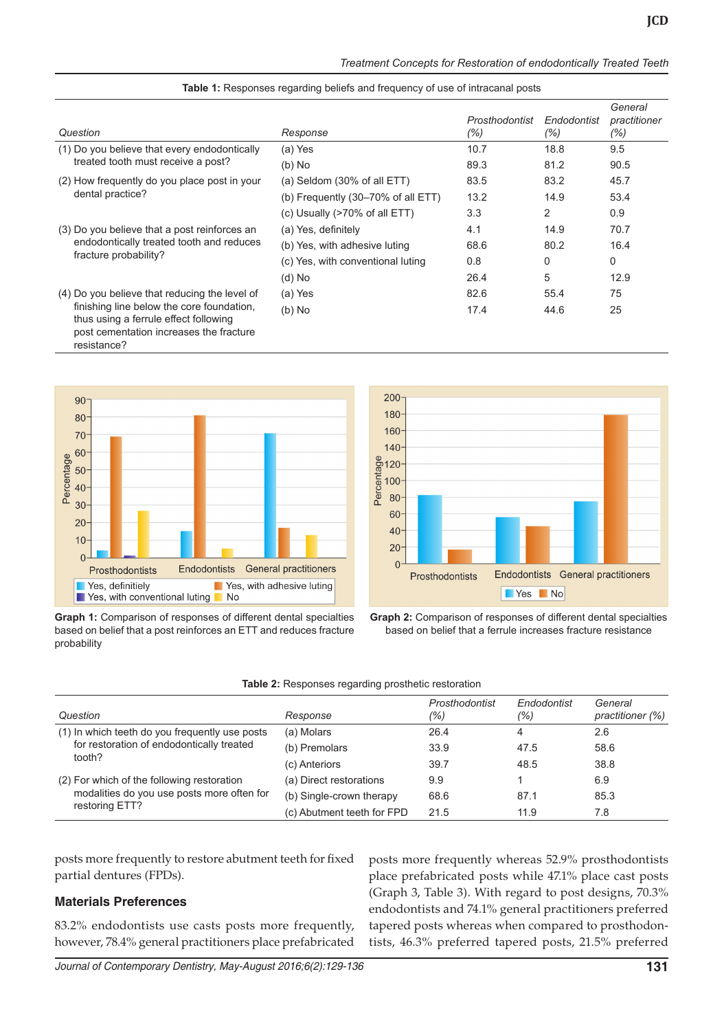**Table 1:** Responses regarding beliefs and frequency of use of intracanal posts

| Question | Response | Prosthodontist (%) | Endodontist (%) | General practitioner (%) |
|---|---|---|---|---|
| (1) Do you believe that every endodontically treated tooth must receive a post? | (a) Yes | 10.7 | 18.8 | 9.5 |
| | (b) No | 89.3 | 81.2 | 90.5 |
| (2) How frequently do you place post in your dental practice? | (a) Seldom (30% of all ETT) | 83.5 | 83.2 | 45.7 |
| | (b) Frequently (30–70% of all ETT) | 13.2 | 14.9 | 53.4 |
| | (c) Usually (>70% of all ETT) | 3.3 | 2 | 0.9 |
| (3) Do you believe that a post reinforces an endodontically treated tooth and reduces fracture probability? | (a) Yes, definitely | 4.1 | 14.9 | 70.7 |
| | (b) Yes, with adhesive luting | 68.6 | 80.2 | 16.4 |
| | (c) Yes, with conventional luting | 0.8 | 0 | 0 |
| | (d) No | 26.4 | 5 | 12.9 |
| (4) Do you believe that reducing the level of finishing line below the core foundation, thus using a ferrule effect following post cementation increases the fracture resistance? | (a) Yes | 82.6 | 55.4 | 75 |
| | (b) No | 17.4 | 44.6 | 25 |

**Graph 1:** Comparison of responses of different dental specialties based on belief that a post reinforces an ETT and reduces fracture probability

**Graph 2:** Comparison of responses of different dental specialties based on belief that a ferrule increases fracture resistance

**Table 2:** Responses regarding prosthetic restoration

| Question | Response | Prosthodontist (%) | Endodontist (%) | General practitioner (%) |
|---|---|---|---|---|
| (1) In which teeth do you frequently use posts for restoration of endodontically treated tooth? | (a) Molars | 26.4 | 4 | 2.6 |
| | (b) Premolars | 33.9 | 47.5 | 58.6 |
| | (c) Anteriors | 39.7 | 48.5 | 38.8 |
| (2) For which of the following restoration modalities do you use posts more often for restoring ETT? | (a) Direct restorations | 9.9 | 1 | 6.9 |
| | (b) Single-crown therapy | 68.6 | 87.1 | 85.3 |
| | (c) Abutment teeth for FPD | 21.5 | 11.9 | 7.8 |

posts more frequently to restore abutment teeth for fixed partial dentures (FPDs).

### Materials Preferences

83.2% endodontists use casts posts more frequently, however, 78.4% general practitioners place prefabricated posts more frequently whereas 52.9% prosthodontists place prefabricated posts while 47.1% place cast posts (Graph 3, Table 3). With regard to post designs, 70.3% endodontists and 74.1% general practitioners preferred tapered posts whereas when compared to prosthodontists, 46.3% preferred tapered posts, 21.5% preferred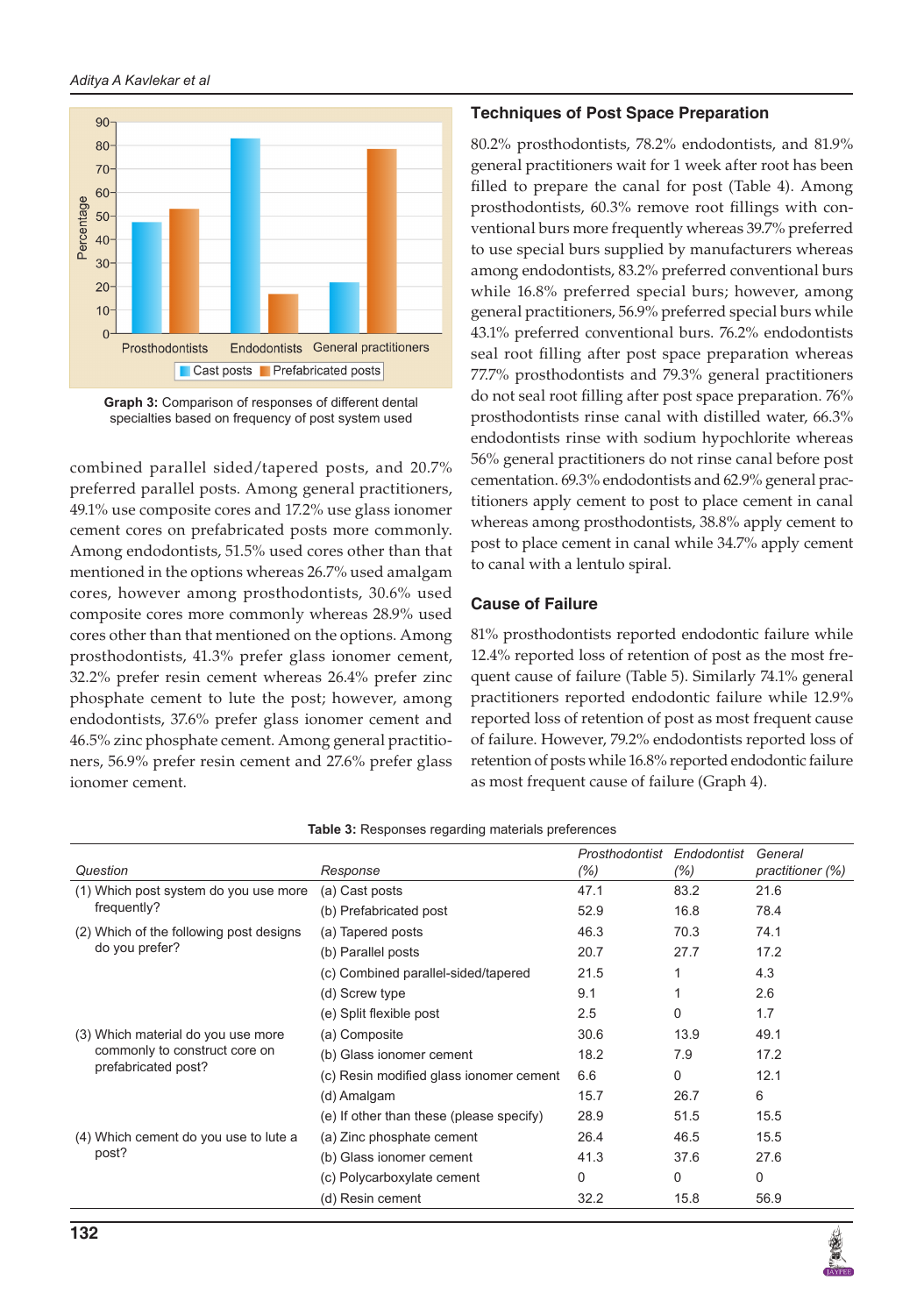Graph 3: Comparison of responses of different dental specialties based on frequency of post system used

combined parallel sided/tapered posts, and 20.7% preferred parallel posts. Among general practitioners, 49.1% use composite cores and 17.2% use glass ionomer cement cores on prefabricated posts more commonly. Among endodontists, 51.5% used cores other than that mentioned in the options whereas 26.7% used amalgam cores, however among prosthodontists, 30.6% used composite cores more commonly whereas 28.9% used cores other than that mentioned on the options. Among prosthodontists, 41.3% prefer glass ionomer cement, 32.2% prefer resin cement whereas 26.4% prefer zinc phosphate cement to lute the post; however, among endodontists, 37.6% prefer glass ionomer cement and 46.5% zinc phosphate cement. Among general practitioners, 56.9% prefer resin cement and 27.6% prefer glass ionomer cement.

### Techniques of Post Space Preparation

80.2% prosthodontists, 78.2% endodontists, and 81.9% general practitioners wait for 1 week after root has been filled to prepare the canal for post (Table 4). Among prosthodontists, 60.3% remove root fillings with conventional burs more frequently whereas 39.7% preferred to use special burs supplied by manufacturers whereas among endodontists, 83.2% preferred conventional burs while 16.8% preferred special burs; however, among general practitioners, 56.9% preferred special burs while 43.1% preferred conventional burs. 76.2% endodontists seal root filling after post space preparation whereas 77.7% prosthodontists and 79.3% general practitioners do not seal root filling after post space preparation. 76% prosthodontists rinse canal with distilled water, 66.3% endodontists rinse with sodium hypochlorite whereas 56% general practitioners do not rinse canal before post cementation. 69.3% endodontists and 62.9% general practitioners apply cement to post to place cement in canal whereas among prosthodontists, 38.8% apply cement to post to place cement in canal while 34.7% apply cement to canal with a lentulo spiral.

### Cause of Failure

81% prosthodontists reported endodontic failure while 12.4% reported loss of retention of post as the most frequent cause of failure (Table 5). Similarly 74.1% general practitioners reported endodontic failure while 12.9% reported loss of retention of post as most frequent cause of failure. However, 79.2% endodontists reported loss of retention of posts while 16.8% reported endodontic failure as most frequent cause of failure (Graph 4).

**Table 3:** Responses regarding materials preferences

| *Question* | *Response* | *Prosthodontist (%)* | *Endodontist (%)* | *General practitioner (%)* |
|---|---|---|---|---|
| (1) Which post system do you use more frequently? | (a) Cast posts | 47.1 | 83.2 | 21.6 |
| | (b) Prefabricated post | 52.9 | 16.8 | 78.4 |
| (2) Which of the following post designs do you prefer? | (a) Tapered posts | 46.3 | 70.3 | 74.1 |
| | (b) Parallel posts | 20.7 | 27.7 | 17.2 |
| | (c) Combined parallel-sided/tapered | 21.5 | 1 | 4.3 |
| | (d) Screw type | 9.1 | 1 | 2.6 |
| | (e) Split flexible post | 2.5 | 0 | 1.7 |
| (3) Which material do you use more commonly to construct core on prefabricated post? | (a) Composite | 30.6 | 13.9 | 49.1 |
| | (b) Glass ionomer cement | 18.2 | 7.9 | 17.2 |
| | (c) Resin modified glass ionomer cement | 6.6 | 0 | 12.1 |
| | (d) Amalgam | 15.7 | 26.7 | 6 |
| | (e) If other than these (please specify) | 28.9 | 51.5 | 15.5 |
| (4) Which cement do you use to lute a post? | (a) Zinc phosphate cement | 26.4 | 46.5 | 15.5 |
| | (b) Glass ionomer cement | 41.3 | 37.6 | 27.6 |
| | (c) Polycarboxylate cement | 0 | 0 | 0 |
| | (d) Resin cement | 32.2 | 15.8 | 56.9 |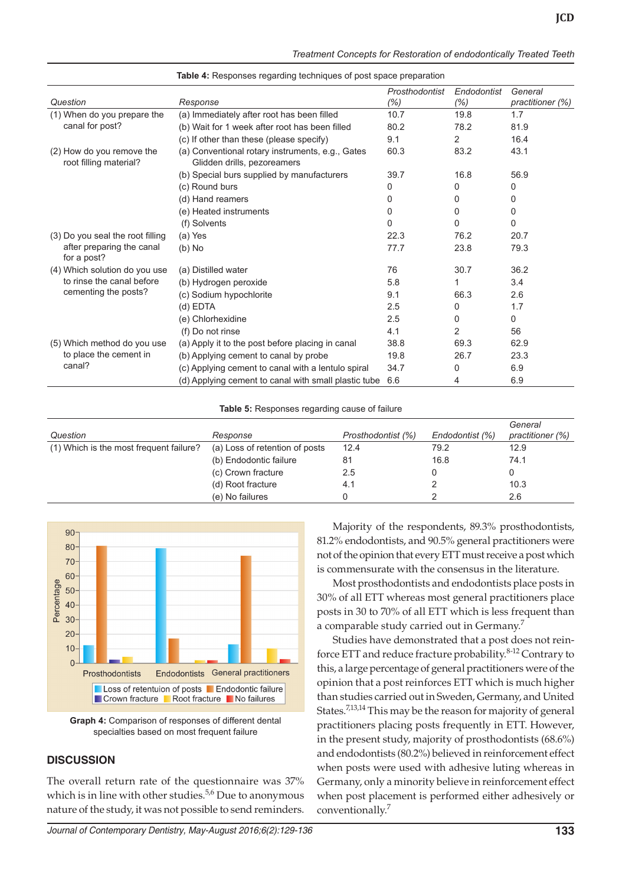**Table 4:** Responses regarding techniques of post space preparation

| Question | Response | Prosthodontist (%) | Endodontist (%) | General practitioner (%) |
|---|---|---|---|---|
| (1) When do you prepare the canal for post? | (a) Immediately after root has been filled | 10.7 | 19.8 | 1.7 |
| | (b) Wait for 1 week after root has been filled | 80.2 | 78.2 | 81.9 |
| | (c) If other than these (please specify) | 9.1 | 2 | 16.4 |
| (2) How do you remove the root filling material? | (a) Conventional rotary instruments, e.g., Gates Glidden drills, pezoreamers | 60.3 | 83.2 | 43.1 |
| | (b) Special burs supplied by manufacturers | 39.7 | 16.8 | 56.9 |
| | (c) Round burs | 0 | 0 | 0 |
| | (d) Hand reamers | 0 | 0 | 0 |
| | (e) Heated instruments | 0 | 0 | 0 |
| | (f) Solvents | 0 | 0 | 0 |
| (3) Do you seal the root filling after preparing the canal for a post? | (a) Yes | 22.3 | 76.2 | 20.7 |
| | (b) No | 77.7 | 23.8 | 79.3 |
| (4) Which solution do you use to rinse the canal before cementing the posts? | (a) Distilled water | 76 | 30.7 | 36.2 |
| | (b) Hydrogen peroxide | 5.8 | 1 | 3.4 |
| | (c) Sodium hypochlorite | 9.1 | 66.3 | 2.6 |
| | (d) EDTA | 2.5 | 0 | 1.7 |
| | (e) Chlorhexidine | 2.5 | 0 | 0 |
| | (f) Do not rinse | 4.1 | 2 | 56 |
| (5) Which method do you use to place the cement in canal? | (a) Apply it to the post before placing in canal | 38.8 | 69.3 | 62.9 |
| | (b) Applying cement to canal by probe | 19.8 | 26.7 | 23.3 |
| | (c) Applying cement to canal with a lentulo spiral | 34.7 | 0 | 6.9 |
| | (d) Applying cement to canal with small plastic tube | 6.6 | 4 | 6.9 |

**Table 5:** Responses regarding cause of failure

| Question | Response | Prosthodontist (%) | Endodontist (%) | General practitioner (%) |
|---|---|---|---|---|
| (1) Which is the most frequent failure? | (a) Loss of retention of posts | 12.4 | 79.2 | 12.9 |
| | (b) Endodontic failure | 81 | 16.8 | 74.1 |
| | (c) Crown fracture | 2.5 | 0 | 0 |
| | (d) Root fracture | 4.1 | 2 | 10.3 |
| | (e) No failures | 0 | 2 | 2.6 |

**Graph 4:** Comparison of responses of different dental specialties based on most frequent failure

## DISCUSSION

The overall return rate of the questionnaire was 37% which is in line with other studies.[5,6] Due to anonymous nature of the study, it was not possible to send reminders.

Majority of the respondents, 89.3% prosthodontists, 81.2% endodontists, and 90.5% general practitioners were not of the opinion that every ETT must receive a post which is commensurate with the consensus in the literature.

Most prosthodontists and endodontists place posts in 30% of all ETT whereas most general practitioners place posts in 30 to 70% of all ETT which is less frequent than a comparable study carried out in Germany.[7]

Studies have demonstrated that a post does not reinforce ETT and reduce fracture probability.[8-12] Contrary to this, a large percentage of general practitioners were of the opinion that a post reinforces ETT which is much higher than studies carried out in Sweden, Germany, and United States.[7,13,14] This may be the reason for majority of general practitioners placing posts frequently in ETT. However, in the present study, majority of prosthodontists (68.6%) and endodontists (80.2%) believed in reinforcement effect when posts were used with adhesive luting whereas in Germany, only a minority believe in reinforcement effect when post placement is performed either adhesively or conventionally.[7]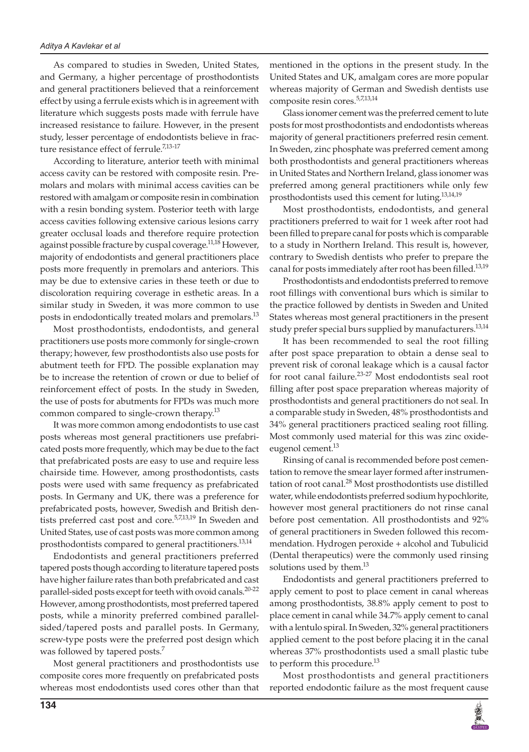As compared to studies in Sweden, United States, and Germany, a higher percentage of prosthodontists and general practitioners believed that a reinforcement effect by using a ferrule exists which is in agreement with literature which suggests posts made with ferrule have increased resistance to failure. However, in the present study, lesser percentage of endodontists believe in fracture resistance effect of ferrule.[7,13-17]

According to literature, anterior teeth with minimal access cavity can be restored with composite resin. Premolars and molars with minimal access cavities can be restored with amalgam or composite resin in combination with a resin bonding system. Posterior teeth with large access cavities following extensive carious lesions carry greater occlusal loads and therefore require protection against possible fracture by cuspal coverage.[11,18] However, majority of endodontists and general practitioners place posts more frequently in premolars and anteriors. This may be due to extensive caries in these teeth or due to discoloration requiring coverage in esthetic areas. In a similar study in Sweden, it was more common to use posts in endodontically treated molars and premolars.[13]

Most prosthodontists, endodontists, and general practitioners use posts more commonly for single-crown therapy; however, few prosthodontists also use posts for abutment teeth for FPD. The possible explanation may be to increase the retention of crown or due to belief of reinforcement effect of posts. In the study in Sweden, the use of posts for abutments for FPDs was much more common compared to single-crown therapy.[13]

It was more common among endodontists to use cast posts whereas most general practitioners use prefabricated posts more frequently, which may be due to the fact that prefabricated posts are easy to use and require less chairside time. However, among prosthodontists, casts posts were used with same frequency as prefabricated posts. In Germany and UK, there was a preference for prefabricated posts, however, Swedish and British dentists preferred cast post and core.[5,7,13,19] In Sweden and United States, use of cast posts was more common among prosthodontists compared to general practitioners.[13,14]

Endodontists and general practitioners preferred tapered posts though according to literature tapered posts have higher failure rates than both prefabricated and cast parallel-sided posts except for teeth with ovoid canals.[20-22] However, among prosthodontists, most preferred tapered posts, while a minority preferred combined parallel-sided/tapered posts and parallel posts. In Germany, screw-type posts were the preferred post design which was followed by tapered posts.[7]

Most general practitioners and prosthodontists use composite cores more frequently on prefabricated posts whereas most endodontists used cores other than that mentioned in the options in the present study. In the United States and UK, amalgam cores are more popular whereas majority of German and Swedish dentists use composite resin cores.[5,7,13,14]

Glass ionomer cement was the preferred cement to lute posts for most prosthodontists and endodontists whereas majority of general practitioners preferred resin cement. In Sweden, zinc phosphate was preferred cement among both prosthodontists and general practitioners whereas in United States and Northern Ireland, glass ionomer was preferred among general practitioners while only few prosthodontists used this cement for luting.[13,14,19]

Most prosthodontists, endodontists, and general practitioners preferred to wait for 1 week after root had been filled to prepare canal for posts which is comparable to a study in Northern Ireland. This result is, however, contrary to Swedish dentists who prefer to prepare the canal for posts immediately after root has been filled.[13,19]

Prosthodontists and endodontists preferred to remove root fillings with conventional burs which is similar to the practice followed by dentists in Sweden and United States whereas most general practitioners in the present study prefer special burs supplied by manufacturers.[13,14]

It has been recommended to seal the root filling after post space preparation to obtain a dense seal to prevent risk of coronal leakage which is a causal factor for root canal failure.[23-27] Most endodontists seal root filling after post space preparation whereas majority of prosthodontists and general practitioners do not seal. In a comparable study in Sweden, 48% prosthodontists and 34% general practitioners practiced sealing root filling. Most commonly used material for this was zinc oxide-eugenol cement.[13]

Rinsing of canal is recommended before post cementation to remove the smear layer formed after instrumentation of root canal.[28] Most prosthodontists use distilled water, while endodontists preferred sodium hypochlorite, however most general practitioners do not rinse canal before post cementation. All prosthodontists and 92% of general practitioners in Sweden followed this recommendation. Hydrogen peroxide + alcohol and Tubulicid (Dental therapeutics) were the commonly used rinsing solutions used by them.[13]

Endodontists and general practitioners preferred to apply cement to post to place cement in canal whereas among prosthodontists, 38.8% apply cement to post to place cement in canal while 34.7% apply cement to canal with a lentulo spiral. In Sweden, 32% general practitioners applied cement to the post before placing it in the canal whereas 37% prosthodontists used a small plastic tube to perform this procedure.[13]

Most prosthodontists and general practitioners reported endodontic failure as the most frequent cause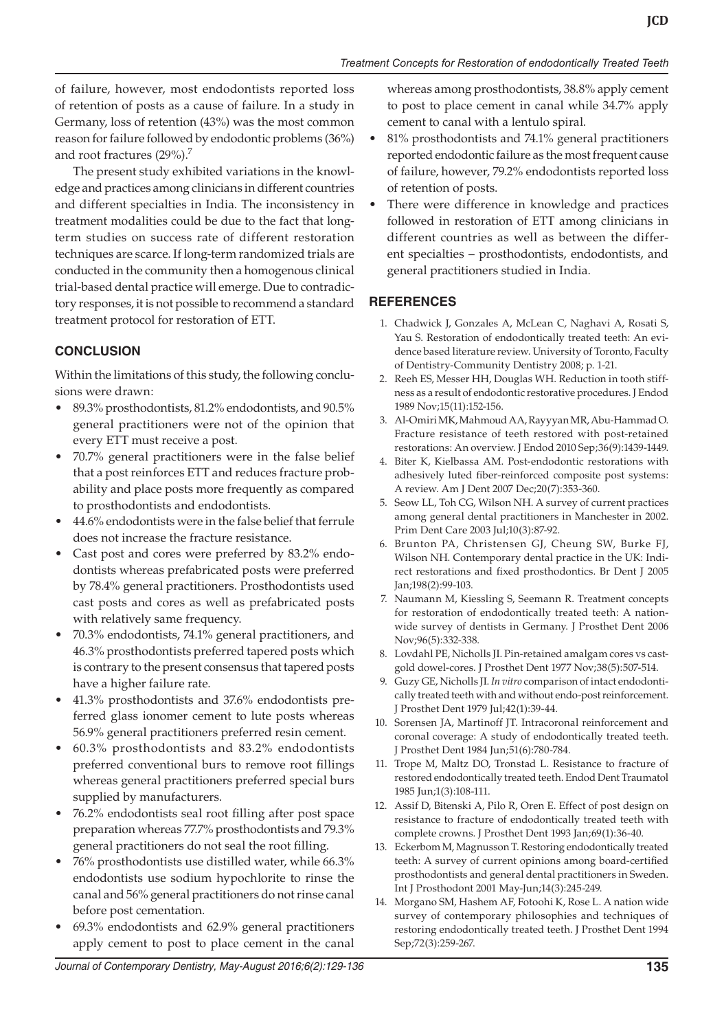of failure, however, most endodontists reported loss of retention of posts as a cause of failure. In a study in Germany, loss of retention (43%) was the most common reason for failure followed by endodontic problems (36%) and root fractures (29%).[7]

The present study exhibited variations in the knowledge and practices among clinicians in different countries and different specialties in India. The inconsistency in treatment modalities could be due to the fact that long-term studies on success rate of different restoration techniques are scarce. If long-term randomized trials are conducted in the community then a homogenous clinical trial-based dental practice will emerge. Due to contradictory responses, it is not possible to recommend a standard treatment protocol for restoration of ETT.

## CONCLUSION

Within the limitations of this study, the following conclusions were drawn:

- 89.3% prosthodontists, 81.2% endodontists, and 90.5% general practitioners were not of the opinion that every ETT must receive a post.
- 70.7% general practitioners were in the false belief that a post reinforces ETT and reduces fracture probability and place posts more frequently as compared to prosthodontists and endodontists.
- 44.6% endodontists were in the false belief that ferrule does not increase the fracture resistance.
- Cast post and cores were preferred by 83.2% endodontists whereas prefabricated posts were preferred by 78.4% general practitioners. Prosthodontists used cast posts and cores as well as prefabricated posts with relatively same frequency.
- 70.3% endodontists, 74.1% general practitioners, and 46.3% prosthodontists preferred tapered posts which is contrary to the present consensus that tapered posts have a higher failure rate.
- 41.3% prosthodontists and 37.6% endodontists preferred glass ionomer cement to lute posts whereas 56.9% general practitioners preferred resin cement.
- 60.3% prosthodontists and 83.2% endodontists preferred conventional burs to remove root fillings whereas general practitioners preferred special burs supplied by manufacturers.
- 76.2% endodontists seal root filling after post space preparation whereas 77.7% prosthodontists and 79.3% general practitioners do not seal the root filling.
- 76% prosthodontists use distilled water, while 66.3% endodontists use sodium hypochlorite to rinse the canal and 56% general practitioners do not rinse canal before post cementation.
- 69.3% endodontists and 62.9% general practitioners apply cement to post to place cement in the canal whereas among prosthodontists, 38.8% apply cement to post to place cement in canal while 34.7% apply cement to canal with a lentulo spiral.
- 81% prosthodontists and 74.1% general practitioners reported endodontic failure as the most frequent cause of failure, however, 79.2% endodontists reported loss of retention of posts.
- There were difference in knowledge and practices followed in restoration of ETT among clinicians in different countries as well as between the different specialties – prosthodontists, endodontists, and general practitioners studied in India.

## REFERENCES

1. Chadwick J, Gonzales A, McLean C, Naghavi A, Rosati S, Yau S. Restoration of endodontically treated teeth: An evidence based literature review. University of Toronto, Faculty of Dentistry-Community Dentistry 2008; p. 1-21.
2. Reeh ES, Messer HH, Douglas WH. Reduction in tooth stiffness as a result of endodontic restorative procedures. J Endod 1989 Nov;15(11):152-156.
3. Al-Omiri MK, Mahmoud AA, Rayyyan MR, Abu-Hammad O. Fracture resistance of teeth restored with post-retained restorations: An overview. J Endod 2010 Sep;36(9):1439-1449.
4. Biter K, Kielbassa AM. Post-endodontic restorations with adhesively luted fiber-reinforced composite post systems: A review. Am J Dent 2007 Dec;20(7):353-360.
5. Seow LL, Toh CG, Wilson NH. A survey of current practices among general dental practitioners in Manchester in 2002. Prim Dent Care 2003 Jul;10(3):87-92.
6. Brunton PA, Christensen GJ, Cheung SW, Burke FJ, Wilson NH. Contemporary dental practice in the UK: Indirect restorations and fixed prosthodontics. Br Dent J 2005 Jan;198(2):99-103.
7. Naumann M, Kiessling S, Seemann R. Treatment concepts for restoration of endodontically treated teeth: A nationwide survey of dentists in Germany. J Prosthet Dent 2006 Nov;96(5):332-338.
8. Lovdahl PE, Nicholls JI. Pin-retained amalgam cores vs cast-gold dowel-cores. J Prosthet Dent 1977 Nov;38(5):507-514.
9. Guzy GE, Nicholls JI. *In vitro* comparison of intact endodontically treated teeth with and without endo-post reinforcement. J Prosthet Dent 1979 Jul;42(1):39-44.
10. Sorensen JA, Martinoff JT. Intracoronal reinforcement and coronal coverage: A study of endodontically treated teeth. J Prosthet Dent 1984 Jun;51(6):780-784.
11. Trope M, Maltz DO, Tronstad L. Resistance to fracture of restored endodontically treated teeth. Endod Dent Traumatol 1985 Jun;1(3):108-111.
12. Assif D, Bitenski A, Pilo R, Oren E. Effect of post design on resistance to fracture of endodontically treated teeth with complete crowns. J Prosthet Dent 1993 Jan;69(1):36-40.
13. Eckerbom M, Magnusson T. Restoring endodontically treated teeth: A survey of current opinions among board-certified prosthodontists and general dental practitioners in Sweden. Int J Prosthodont 2001 May-Jun;14(3):245-249.
14. Morgano SM, Hashem AF, Fotoohi K, Rose L. A nation wide survey of contemporary philosophies and techniques of restoring endodontically treated teeth. J Prosthet Dent 1994 Sep;72(3):259-267.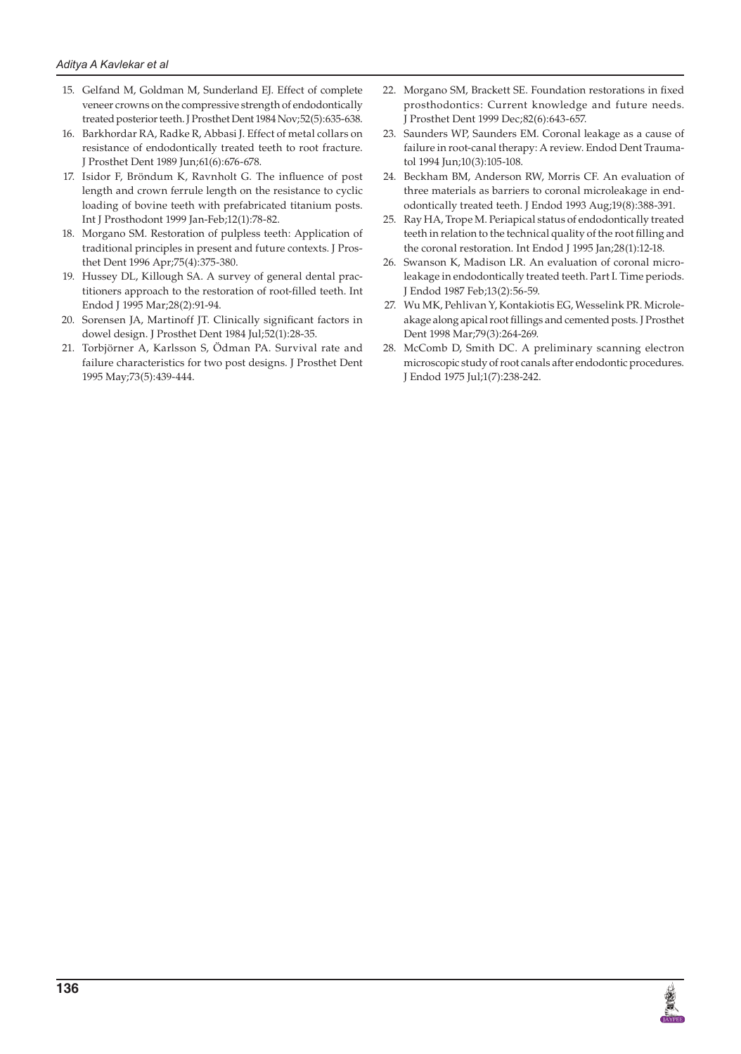15. Gelfand M, Goldman M, Sunderland EJ. Effect of complete veneer crowns on the compressive strength of endodontically treated posterior teeth. J Prosthet Dent 1984 Nov;52(5):635-638.
16. Barkhordar RA, Radke R, Abbasi J. Effect of metal collars on resistance of endodontically treated teeth to root fracture. J Prosthet Dent 1989 Jun;61(6):676-678.
17. Isidor F, Bröndum K, Ravnholt G. The influence of post length and crown ferrule length on the resistance to cyclic loading of bovine teeth with prefabricated titanium posts. Int J Prosthodont 1999 Jan-Feb;12(1):78-82.
18. Morgano SM. Restoration of pulpless teeth: Application of traditional principles in present and future contexts. J Prosthet Dent 1996 Apr;75(4):375-380.
19. Hussey DL, Killough SA. A survey of general dental practitioners approach to the restoration of root-filled teeth. Int Endod J 1995 Mar;28(2):91-94.
20. Sorensen JA, Martinoff JT. Clinically significant factors in dowel design. J Prosthet Dent 1984 Jul;52(1):28-35.
21. Torbjörner A, Karlsson S, Ödman PA. Survival rate and failure characteristics for two post designs. J Prosthet Dent 1995 May;73(5):439-444.
22. Morgano SM, Brackett SE. Foundation restorations in fixed prosthodontics: Current knowledge and future needs. J Prosthet Dent 1999 Dec;82(6):643-657.
23. Saunders WP, Saunders EM. Coronal leakage as a cause of failure in root-canal therapy: A review. Endod Dent Traumatol 1994 Jun;10(3):105-108.
24. Beckham BM, Anderson RW, Morris CF. An evaluation of three materials as barriers to coronal microleakage in endodontically treated teeth. J Endod 1993 Aug;19(8):388-391.
25. Ray HA, Trope M. Periapical status of endodontically treated teeth in relation to the technical quality of the root filling and the coronal restoration. Int Endod J 1995 Jan;28(1):12-18.
26. Swanson K, Madison LR. An evaluation of coronal microleakage in endodontically treated teeth. Part I. Time periods. J Endod 1987 Feb;13(2):56-59.
27. Wu MK, Pehlivan Y, Kontakiotis EG, Wesselink PR. Microleakage along apical root fillings and cemented posts. J Prosthet Dent 1998 Mar;79(3):264-269.
28. McComb D, Smith DC. A preliminary scanning electron microscopic study of root canals after endodontic procedures. J Endod 1975 Jul;1(7):238-242.